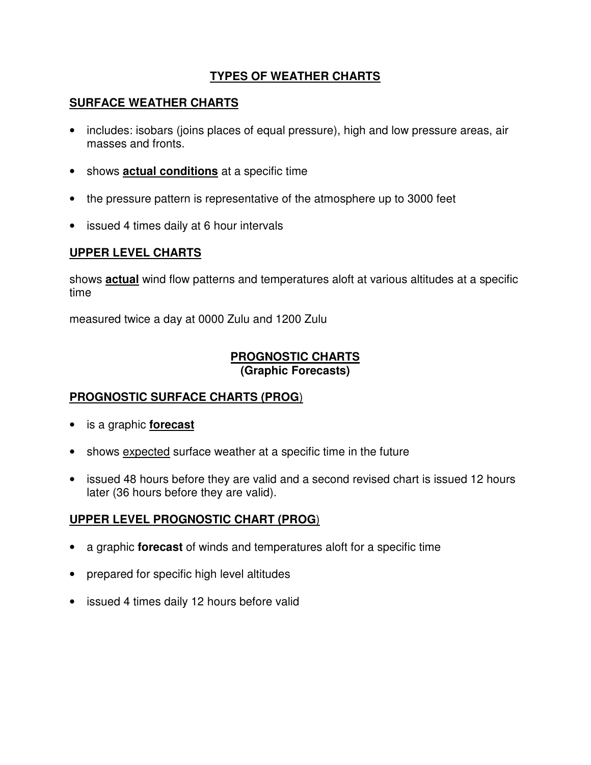# TYPES OF WEATHER CHARTS

## SURFACE WEATHER CHARTS

- includes: isobars (joins places of equal pressure), high and low pressure areas, air masses and fronts.
- shows **actual conditions** at a specific time
- the pressure pattern is representative of the atmosphere up to 3000 feet
- issued 4 times daily at 6 hour intervals

## UPPER LEVEL CHARTS

shows **actual** wind flow patterns and temperatures aloft at various altitudes at a specific time

measured twice a day at 0000 Zulu and 1200 Zulu

## PROGNOSTIC CHARTS
### (Graphic Forecasts)

## PROGNOSTIC SURFACE CHARTS (PROG)

- is a graphic **forecast**
- shows expected surface weather at a specific time in the future
- issued 48 hours before they are valid and a second revised chart is issued 12 hours later (36 hours before they are valid).

## UPPER LEVEL PROGNOSTIC CHART (PROG)

- a graphic **forecast** of winds and temperatures aloft for a specific time
- prepared for specific high level altitudes
- issued 4 times daily 12 hours before valid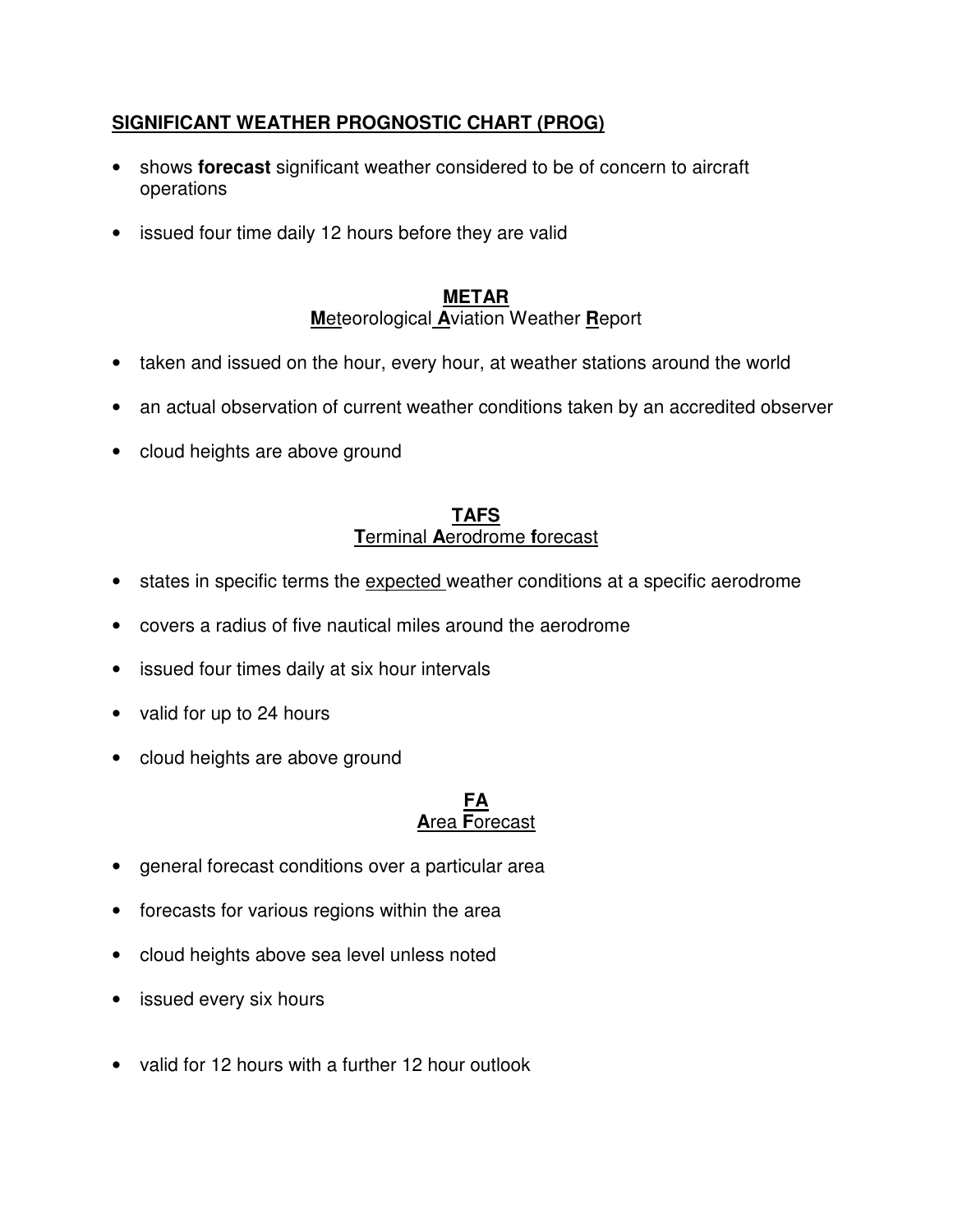## SIGNIFICANT WEATHER PROGNOSTIC CHART (PROG)

- shows **forecast** significant weather considered to be of concern to aircraft operations
- issued four time daily 12 hours before they are valid

## METAR

**M**eteorological **A**viation Weather **R**eport

- taken and issued on the hour, every hour, at weather stations around the world
- an actual observation of current weather conditions taken by an accredited observer
- cloud heights are above ground

## TAFS

**T**erminal **A**erodrome **f**orecast

- states in specific terms the expected weather conditions at a specific aerodrome
- covers a radius of five nautical miles around the aerodrome
- issued four times daily at six hour intervals
- valid for up to 24 hours
- cloud heights are above ground

## FA

**A**rea **F**orecast

- general forecast conditions over a particular area
- forecasts for various regions within the area
- cloud heights above sea level unless noted
- issued every six hours
- valid for 12 hours with a further 12 hour outlook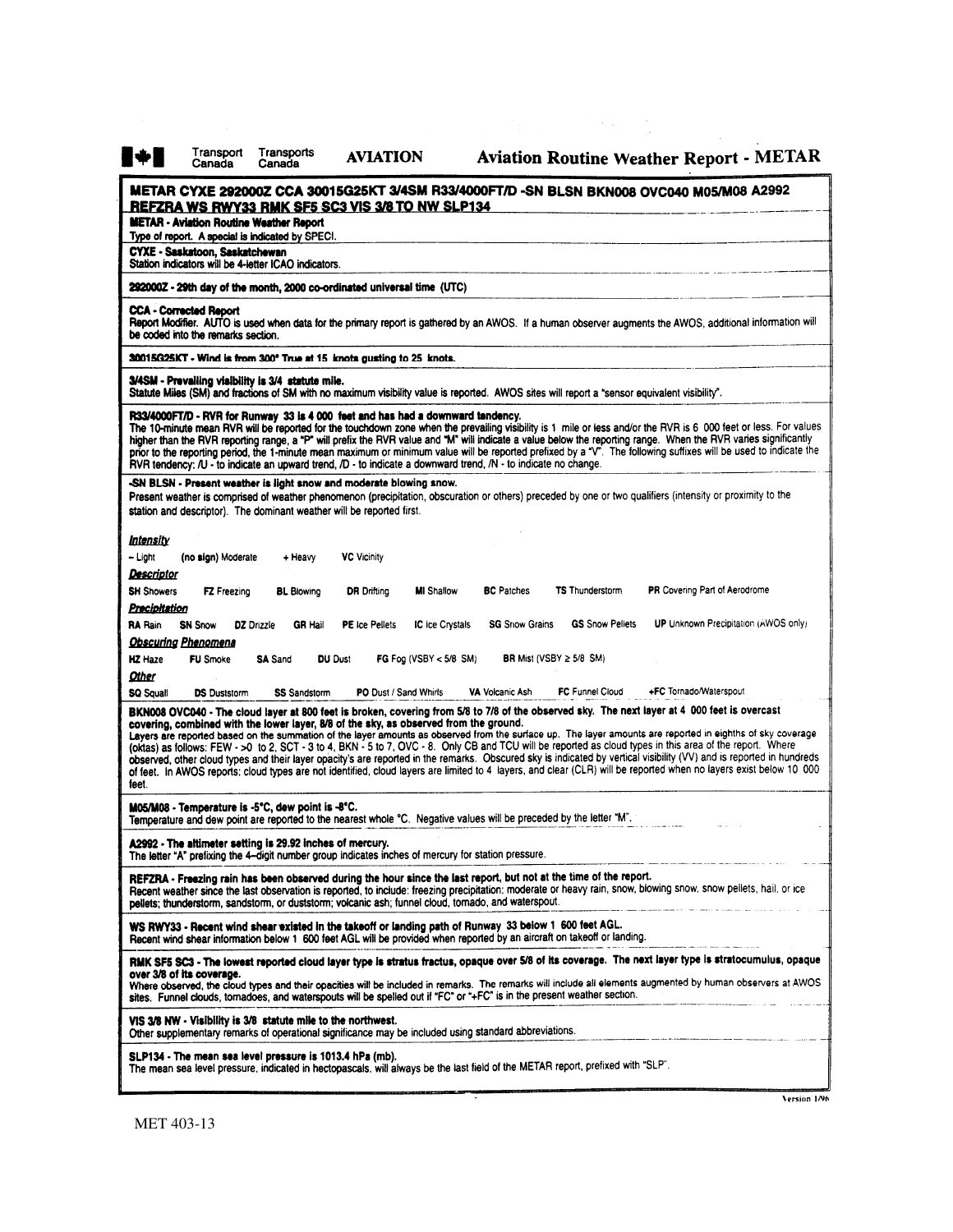Transport Canada    Transports Canada    **AVIATION**    **Aviation Routine Weather Report - METAR**

**METAR CYXE 292000Z CCA 30015G25KT 3/4SM R33/4000FT/D -SN BLSN BKN008 OVC040 M05/M08 A2992 REFZRA WS RWY33 RMK SF5 SC3 VIS 3/8 TO NW SLP134**

**METAR - Aviation Routine Weather Report**
Type of report. A special is indicated by SPECI.

**CYXE - Saskatoon, Saskatchewan**
Station indicators will be 4-letter ICAO indicators.

**292000Z - 29th day of the month, 2000 co-ordinated universal time (UTC)**

**CCA - Corrected Report**
Report Modifier. AUTO is used when data for the primary report is gathered by an AWOS. If a human observer augments the AWOS, additional information will be coded into the remarks section.

**30015G25KT - Wind is from 300° True at 15 knots gusting to 25 knots.**

**3/4SM - Prevailing visibility is 3/4 statute mile.**
Statute Miles (SM) and fractions of SM with no maximum visibility value is reported. AWOS sites will report a "sensor equivalent visibility".

**R33/4000FT/D - RVR for Runway 33 is 4 000 feet and has had a downward tendency.**
The 10-minute mean RVR will be reported for the touchdown zone when the prevailing visibility is 1 mile or less and/or the RVR is 6 000 feet or less. For values higher than the RVR reporting range, a "P" will prefix the RVR value and "M" will indicate a value below the reporting range. When the RVR varies significantly prior to the reporting period, the 1-minute mean maximum or minimum value will be reported prefixed by a "V". The following suffixes will be used to indicate the RVR tendency: /U - to indicate an upward trend, /D - to indicate a downward trend, /N - to indicate no change.

**-SN BLSN - Present weather is light snow and moderate blowing snow.**
Present weather is comprised of weather phenomenon (precipitation, obscuration or others) preceded by one or two qualifiers (intensity or proximity to the station and descriptor). The dominant weather will be reported first.

***Intensity***

– Light    (no sign) Moderate    + Heavy    VC Vicinity

***Descriptor***

SH Showers    FZ Freezing    BL Blowing    DR Drifting    MI Shallow    BC Patches    TS Thunderstorm    PR Covering Part of Aerodrome

***Precipitation***

RA Rain    SN Snow    DZ Drizzle    GR Hail    PE Ice Pellets    IC Ice Crystals    SG Snow Grains    GS Snow Pellets    UP Unknown Precipitation (AWOS only)

***Obscuring Phenomena***

HZ Haze    FU Smoke    SA Sand    DU Dust    FG Fog (VSBY < 5/8 SM)    BR Mist (VSBY ≥ 5/8 SM)

***Other***

SQ Squall    DS Duststorm    SS Sandstorm    PO Dust / Sand Whirls    VA Volcanic Ash    FC Funnel Cloud    +FC Tornado/Waterspout

**BKN008 OVC040 - The cloud layer at 800 feet is broken, covering from 5/8 to 7/8 of the observed sky. The next layer at 4 000 feet is overcast covering, combined with the lower layer, 8/8 of the sky, as observed from the ground.**
Layers are reported based on the summation of the layer amounts as observed from the surface up. The layer amounts are reported in eighths of sky coverage (oktas) as follows: FEW - >0 to 2, SCT - 3 to 4, BKN - 5 to 7, OVC - 8. Only CB and TCU will be reported as cloud types in this area of the report. Where observed, other cloud types and their layer opacity's are reported in the remarks. Obscured sky is indicated by vertical visibility (VV) and is reported in hundreds of feet. In AWOS reports; cloud types are not identified, cloud layers are limited to 4 layers, and clear (CLR) will be reported when no layers exist below 10 000 feet.

**M05/M08 - Temperature is -5°C, dew point is -8°C.**
Temperature and dew point are reported to the nearest whole °C. Negative values will be preceded by the letter "M".

**A2992 - The altimeter setting is 29.92 inches of mercury.**
The letter "A" prefixing the 4–digit number group indicates inches of mercury for station pressure.

**REFZRA - Freezing rain has been observed during the hour since the last report, but not at the time of the report.**
Recent weather since the last observation is reported, to include: freezing precipitation: moderate or heavy rain, snow, blowing snow, snow pellets, hail, or ice pellets; thunderstorm, sandstorm, or duststorm; volcanic ash; funnel cloud, tornado, and waterspout.

**WS RWY33 - Recent wind shear existed in the takeoff or landing path of Runway 33 below 1 600 feet AGL.**
Recent wind shear information below 1 600 feet AGL will be provided when reported by an aircraft on takeoff or landing.

**RMK SF5 SC3 - The lowest reported cloud layer type is stratus fractus, opaque over 5/8 of its coverage. The next layer type is stratocumulus, opaque over 3/8 of its coverage.**
Where observed, the cloud types and their opacities will be included in remarks. The remarks will include all elements augmented by human observers at AWOS sites. Funnel clouds, tornadoes, and waterspouts will be spelled out if "FC" or "+FC" is in the present weather section.

**VIS 3/8 NW - Visibility is 3/8 statute mile to the northwest.**
Other supplementary remarks of operational significance may be included using standard abbreviations.

**SLP134 - The mean sea level pressure is 1013.4 hPa (mb).**
The mean sea level pressure, indicated in hectopascals, will always be the last field of the METAR report, prefixed with "SLP".

Version 1/96

MET 403-13